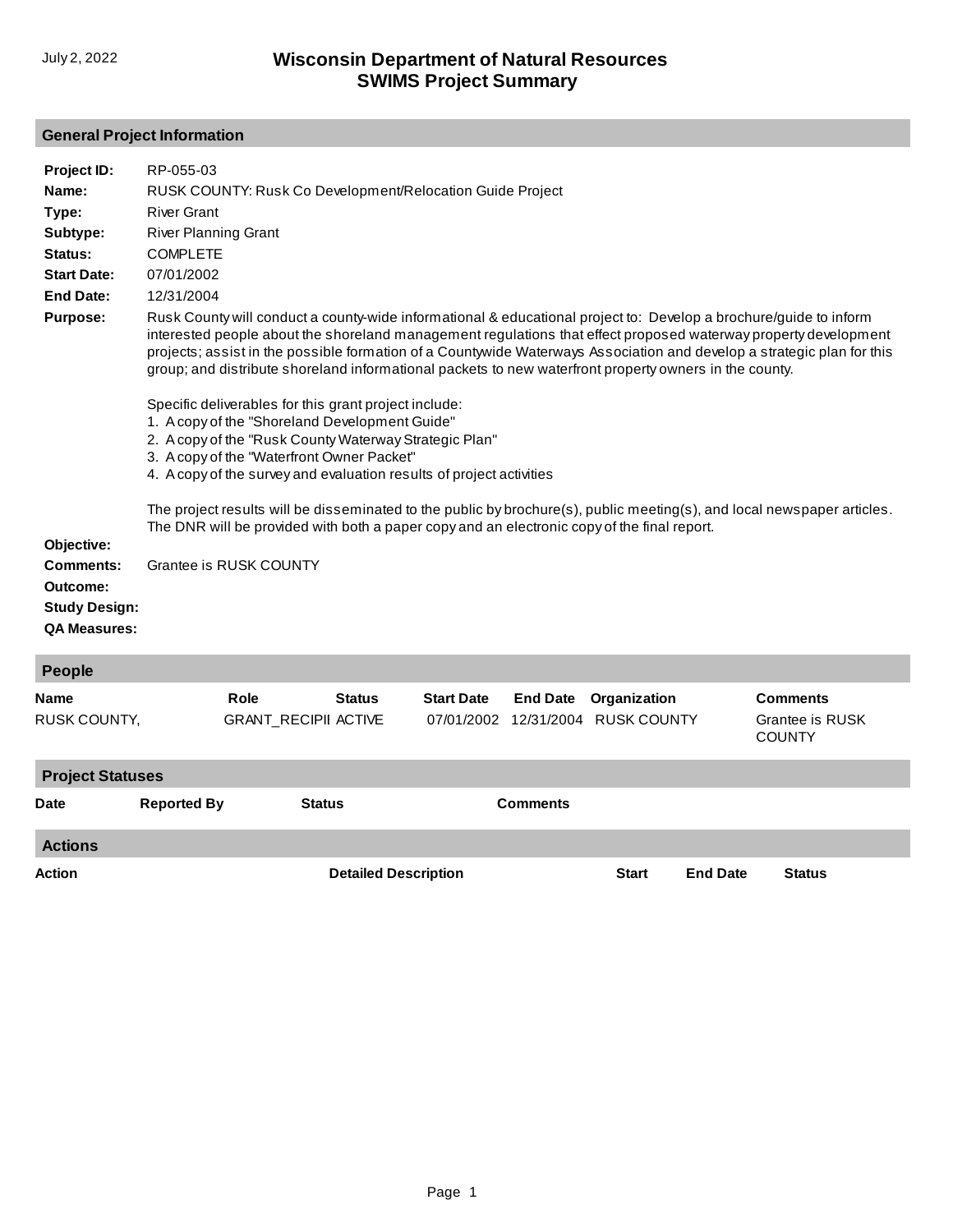July 2, 2022

# Wisconsin Department of Natural Resources
# SWIMS Project Summary

## General Project Information

**Project ID:** RP-055-03

**Name:** RUSK COUNTY: Rusk Co Development/Relocation Guide Project

**Type:** River Grant

**Subtype:** River Planning Grant

**Status:** COMPLETE

**Start Date:** 07/01/2002

**End Date:** 12/31/2004

**Purpose:** Rusk County will conduct a county-wide informational & educational project to: Develop a brochure/guide to inform interested people about the shoreland management regulations that effect proposed waterway property development projects; assist in the possible formation of a Countywide Waterways Association and develop a strategic plan for this group; and distribute shoreland informational packets to new waterfront property owners in the county.

Specific deliverables for this grant project include:
1. A copy of the "Shoreland Development Guide"
2. A copy of the "Rusk County Waterway Strategic Plan"
3. A copy of the "Waterfront Owner Packet"
4. A copy of the survey and evaluation results of project activities

The project results will be disseminated to the public by brochure(s), public meeting(s), and local newspaper articles. The DNR will be provided with both a paper copy and an electronic copy of the final report.

**Objective:**

**Comments:** Grantee is RUSK COUNTY

**Outcome:**

**Study Design:**

**QA Measures:**

## People

| Name | Role | Status | Start Date | End Date | Organization | Comments |
|---|---|---|---|---|---|---|
| RUSK COUNTY, | GRANT_RECIPII | ACTIVE | 07/01/2002 | 12/31/2004 | RUSK COUNTY | Grantee is RUSK COUNTY |

## Project Statuses

| Date | Reported By | Status | Comments |
|---|---|---|---|

## Actions

| Action | Detailed Description | Start | End Date | Status |
|---|---|---|---|---|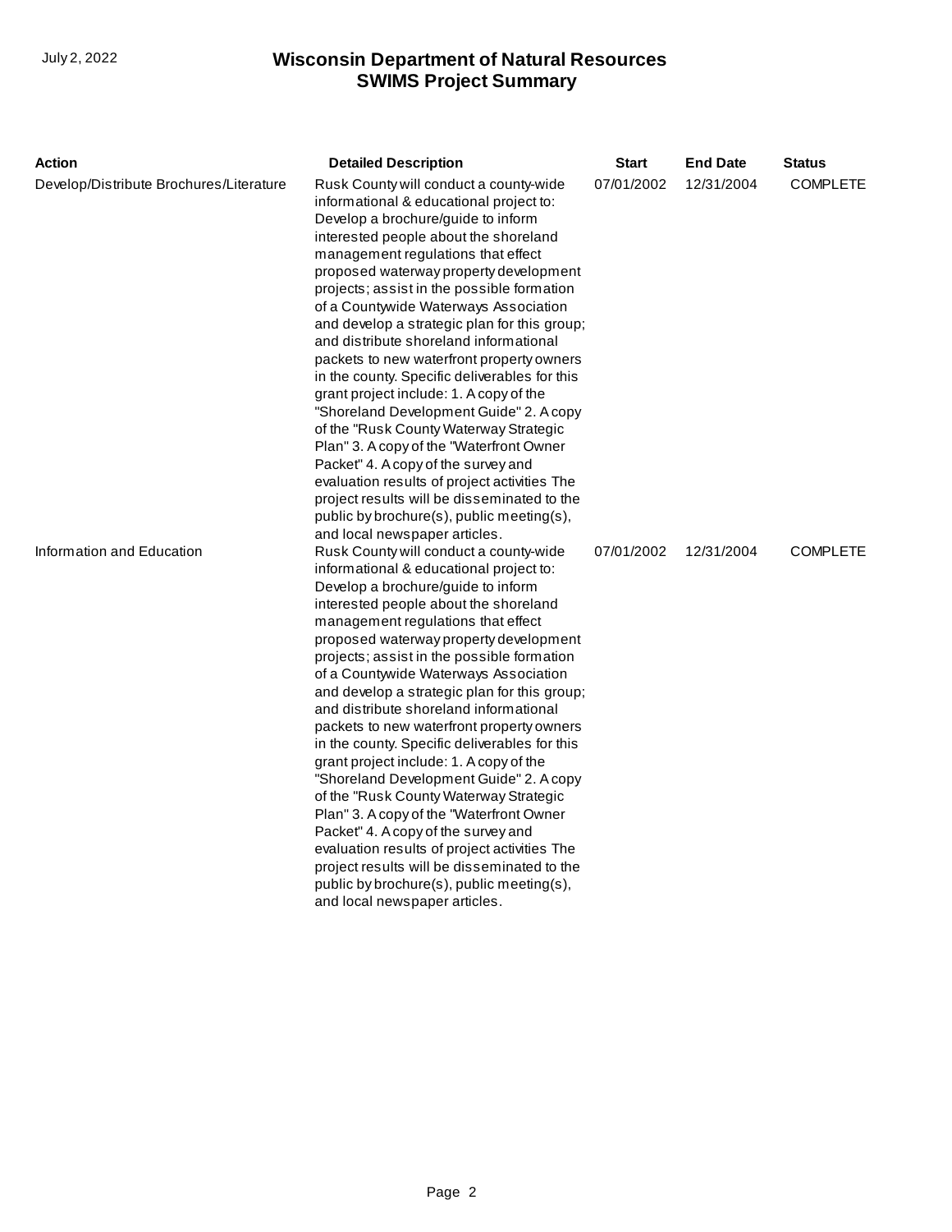| Action | Detailed Description | Start | End Date | Status |
| --- | --- | --- | --- | --- |
| Develop/Distribute Brochures/Literature | Rusk County will conduct a county-wide informational & educational project to: Develop a brochure/guide to inform interested people about the shoreland management regulations that effect proposed waterway property development projects; assist in the possible formation of a Countywide Waterways Association and develop a strategic plan for this group; and distribute shoreland informational packets to new waterfront property owners in the county. Specific deliverables for this grant project include: 1. A copy of the "Shoreland Development Guide" 2. A copy of the "Rusk County Waterway Strategic Plan" 3. A copy of the "Waterfront Owner Packet" 4. A copy of the survey and evaluation results of project activities The project results will be disseminated to the public by brochure(s), public meeting(s), and local newspaper articles. | 07/01/2002 | 12/31/2004 | COMPLETE |
| Information and Education | Rusk County will conduct a county-wide informational & educational project to: Develop a brochure/guide to inform interested people about the shoreland management regulations that effect proposed waterway property development projects; assist in the possible formation of a Countywide Waterways Association and develop a strategic plan for this group; and distribute shoreland informational packets to new waterfront property owners in the county. Specific deliverables for this grant project include: 1. A copy of the "Shoreland Development Guide" 2. A copy of the "Rusk County Waterway Strategic Plan" 3. A copy of the "Waterfront Owner Packet" 4. A copy of the survey and evaluation results of project activities The project results will be disseminated to the public by brochure(s), public meeting(s), and local newspaper articles. | 07/01/2002 | 12/31/2004 | COMPLETE |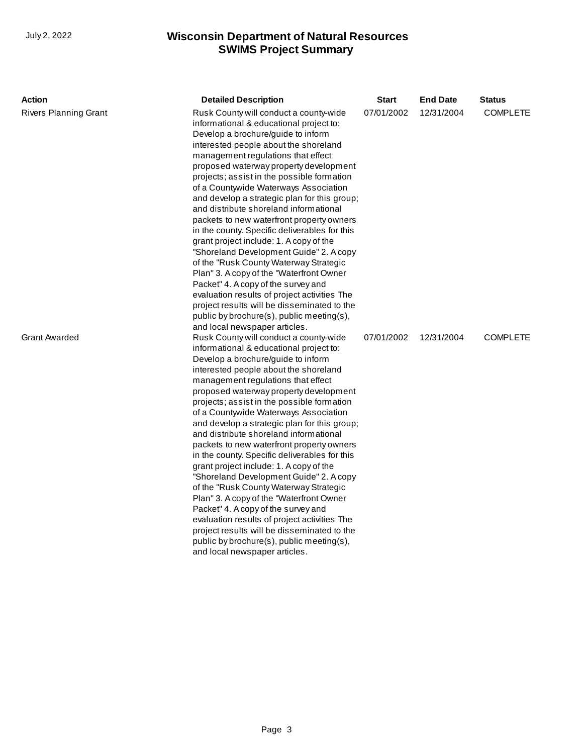| Action | Detailed Description | Start | End Date | Status |
| --- | --- | --- | --- | --- |
| Rivers Planning Grant | Rusk County will conduct a county-wide informational & educational project to: Develop a brochure/guide to inform interested people about the shoreland management regulations that effect proposed waterway property development projects; assist in the possible formation of a Countywide Waterways Association and develop a strategic plan for this group; and distribute shoreland informational packets to new waterfront property owners in the county. Specific deliverables for this grant project include: 1. A copy of the "Shoreland Development Guide" 2. A copy of the "Rusk County Waterway Strategic Plan" 3. A copy of the "Waterfront Owner Packet" 4. A copy of the survey and evaluation results of project activities The project results will be disseminated to the public by brochure(s), public meeting(s), and local newspaper articles. | 07/01/2002 | 12/31/2004 | COMPLETE |
| Grant Awarded | Rusk County will conduct a county-wide informational & educational project to: Develop a brochure/guide to inform interested people about the shoreland management regulations that effect proposed waterway property development projects; assist in the possible formation of a Countywide Waterways Association and develop a strategic plan for this group; and distribute shoreland informational packets to new waterfront property owners in the county. Specific deliverables for this grant project include: 1. A copy of the "Shoreland Development Guide" 2. A copy of the "Rusk County Waterway Strategic Plan" 3. A copy of the "Waterfront Owner Packet" 4. A copy of the survey and evaluation results of project activities The project results will be disseminated to the public by brochure(s), public meeting(s), and local newspaper articles. | 07/01/2002 | 12/31/2004 | COMPLETE |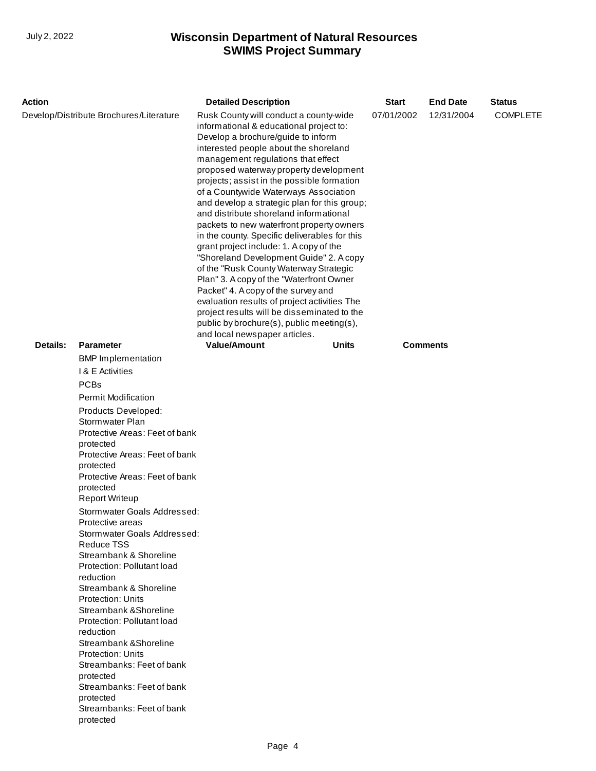| Action | Detailed Description | Start | End Date | Status |
|---|---|---|---|---|
| Develop/Distribute Brochures/Literature | Rusk County will conduct a county-wide informational & educational project to: Develop a brochure/guide to inform interested people about the shoreland management regulations that effect proposed waterway property development projects; assist in the possible formation of a Countywide Waterways Association and develop a strategic plan for this group; and distribute shoreland informational packets to new waterfront property owners in the county. Specific deliverables for this grant project include: 1. A copy of the "Shoreland Development Guide" 2. A copy of the "Rusk County Waterway Strategic Plan" 3. A copy of the "Waterfront Owner Packet" 4. A copy of the survey and evaluation results of project activities The project results will be disseminated to the public by brochure(s), public meeting(s), and local newspaper articles. | 07/01/2002 | 12/31/2004 | COMPLETE |

**Details:**

| Parameter | Value/Amount | Units | Comments |
|---|---|---|---|
| BMP Implementation | | | |
| I & E Activities | | | |
| PCBs | | | |
| Permit Modification | | | |
| Products Developed: Stormwater Plan | | | |
| Protective Areas: Feet of bank protected | | | |
| Protective Areas: Feet of bank protected | | | |
| Protective Areas: Feet of bank protected | | | |
| Report Writeup | | | |
| Stormwater Goals Addressed: Protective areas | | | |
| Stormwater Goals Addressed: Reduce TSS | | | |
| Streambank & Shoreline Protection: Pollutant load reduction | | | |
| Streambank & Shoreline Protection: Units | | | |
| Streambank &Shoreline Protection: Pollutant load reduction | | | |
| Streambank &Shoreline Protection: Units | | | |
| Streambanks: Feet of bank protected | | | |
| Streambanks: Feet of bank protected | | | |
| Streambanks: Feet of bank protected | | | |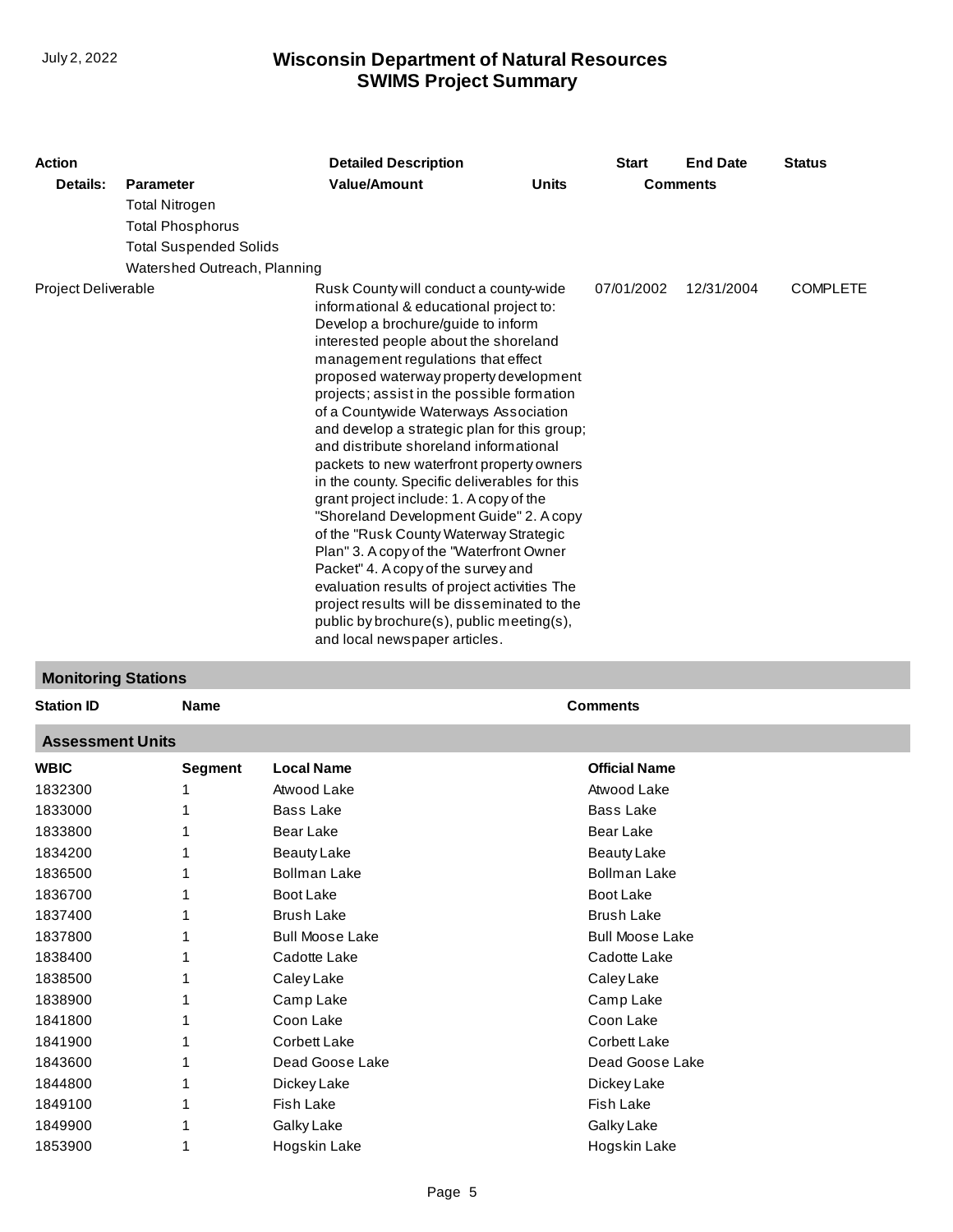| Action | | Detailed Description | | Start | End Date | Status |
|---|---|---|---|---|---|---|
| **Details:** | **Parameter** | **Value/Amount** | **Units** | **Comments** | | |
| | Total Nitrogen | | | | | |
| | Total Phosphorus | | | | | |
| | Total Suspended Solids | | | | | |
| | Watershed Outreach, Planning | | | | | |
| Project Deliverable | | Rusk County will conduct a county-wide informational & educational project to: Develop a brochure/guide to inform interested people about the shoreland management regulations that effect proposed waterway property development projects; assist in the possible formation of a Countywide Waterways Association and develop a strategic plan for this group; and distribute shoreland informational packets to new waterfront property owners in the county. Specific deliverables for this grant project include: 1. A copy of the "Shoreland Development Guide" 2. A copy of the "Rusk County Waterway Strategic Plan" 3. A copy of the "Waterfront Owner Packet" 4. A copy of the survey and evaluation results of project activities The project results will be disseminated to the public by brochure(s), public meeting(s), and local newspaper articles. | | 07/01/2002 | 12/31/2004 | COMPLETE |

## Monitoring Stations

| Station ID | Name | Comments |
|---|---|---|

## Assessment Units

| WBIC | Segment | Local Name | Official Name |
|---|---|---|---|
| 1832300 | 1 | Atwood Lake | Atwood Lake |
| 1833000 | 1 | Bass Lake | Bass Lake |
| 1833800 | 1 | Bear Lake | Bear Lake |
| 1834200 | 1 | Beauty Lake | Beauty Lake |
| 1836500 | 1 | Bollman Lake | Bollman Lake |
| 1836700 | 1 | Boot Lake | Boot Lake |
| 1837400 | 1 | Brush Lake | Brush Lake |
| 1837800 | 1 | Bull Moose Lake | Bull Moose Lake |
| 1838400 | 1 | Cadotte Lake | Cadotte Lake |
| 1838500 | 1 | Caley Lake | Caley Lake |
| 1838900 | 1 | Camp Lake | Camp Lake |
| 1841800 | 1 | Coon Lake | Coon Lake |
| 1841900 | 1 | Corbett Lake | Corbett Lake |
| 1843600 | 1 | Dead Goose Lake | Dead Goose Lake |
| 1844800 | 1 | Dickey Lake | Dickey Lake |
| 1849100 | 1 | Fish Lake | Fish Lake |
| 1849900 | 1 | Galky Lake | Galky Lake |
| 1853900 | 1 | Hogskin Lake | Hogskin Lake |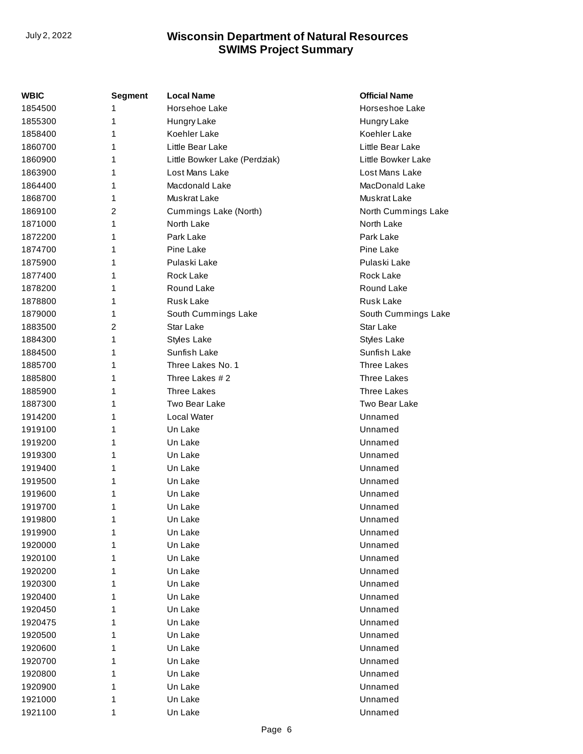| WBIC | Segment | Local Name | Official Name |
|---|---|---|---|
| 1854500 | 1 | Horsehoe Lake | Horseshoe Lake |
| 1855300 | 1 | Hungry Lake | Hungry Lake |
| 1858400 | 1 | Koehler Lake | Koehler Lake |
| 1860700 | 1 | Little Bear Lake | Little Bear Lake |
| 1860900 | 1 | Little Bowker Lake (Perdziak) | Little Bowker Lake |
| 1863900 | 1 | Lost Mans Lake | Lost Mans Lake |
| 1864400 | 1 | Macdonald Lake | MacDonald Lake |
| 1868700 | 1 | Muskrat Lake | Muskrat Lake |
| 1869100 | 2 | Cummings Lake (North) | North Cummings Lake |
| 1871000 | 1 | North Lake | North Lake |
| 1872200 | 1 | Park Lake | Park Lake |
| 1874700 | 1 | Pine Lake | Pine Lake |
| 1875900 | 1 | Pulaski Lake | Pulaski Lake |
| 1877400 | 1 | Rock Lake | Rock Lake |
| 1878200 | 1 | Round Lake | Round Lake |
| 1878800 | 1 | Rusk Lake | Rusk Lake |
| 1879000 | 1 | South Cummings Lake | South Cummings Lake |
| 1883500 | 2 | Star Lake | Star Lake |
| 1884300 | 1 | Styles Lake | Styles Lake |
| 1884500 | 1 | Sunfish Lake | Sunfish Lake |
| 1885700 | 1 | Three Lakes No. 1 | Three Lakes |
| 1885800 | 1 | Three Lakes # 2 | Three Lakes |
| 1885900 | 1 | Three Lakes | Three Lakes |
| 1887300 | 1 | Two Bear Lake | Two Bear Lake |
| 1914200 | 1 | Local Water | Unnamed |
| 1919100 | 1 | Un Lake | Unnamed |
| 1919200 | 1 | Un Lake | Unnamed |
| 1919300 | 1 | Un Lake | Unnamed |
| 1919400 | 1 | Un Lake | Unnamed |
| 1919500 | 1 | Un Lake | Unnamed |
| 1919600 | 1 | Un Lake | Unnamed |
| 1919700 | 1 | Un Lake | Unnamed |
| 1919800 | 1 | Un Lake | Unnamed |
| 1919900 | 1 | Un Lake | Unnamed |
| 1920000 | 1 | Un Lake | Unnamed |
| 1920100 | 1 | Un Lake | Unnamed |
| 1920200 | 1 | Un Lake | Unnamed |
| 1920300 | 1 | Un Lake | Unnamed |
| 1920400 | 1 | Un Lake | Unnamed |
| 1920450 | 1 | Un Lake | Unnamed |
| 1920475 | 1 | Un Lake | Unnamed |
| 1920500 | 1 | Un Lake | Unnamed |
| 1920600 | 1 | Un Lake | Unnamed |
| 1920700 | 1 | Un Lake | Unnamed |
| 1920800 | 1 | Un Lake | Unnamed |
| 1920900 | 1 | Un Lake | Unnamed |
| 1921000 | 1 | Un Lake | Unnamed |
| 1921100 | 1 | Un Lake | Unnamed |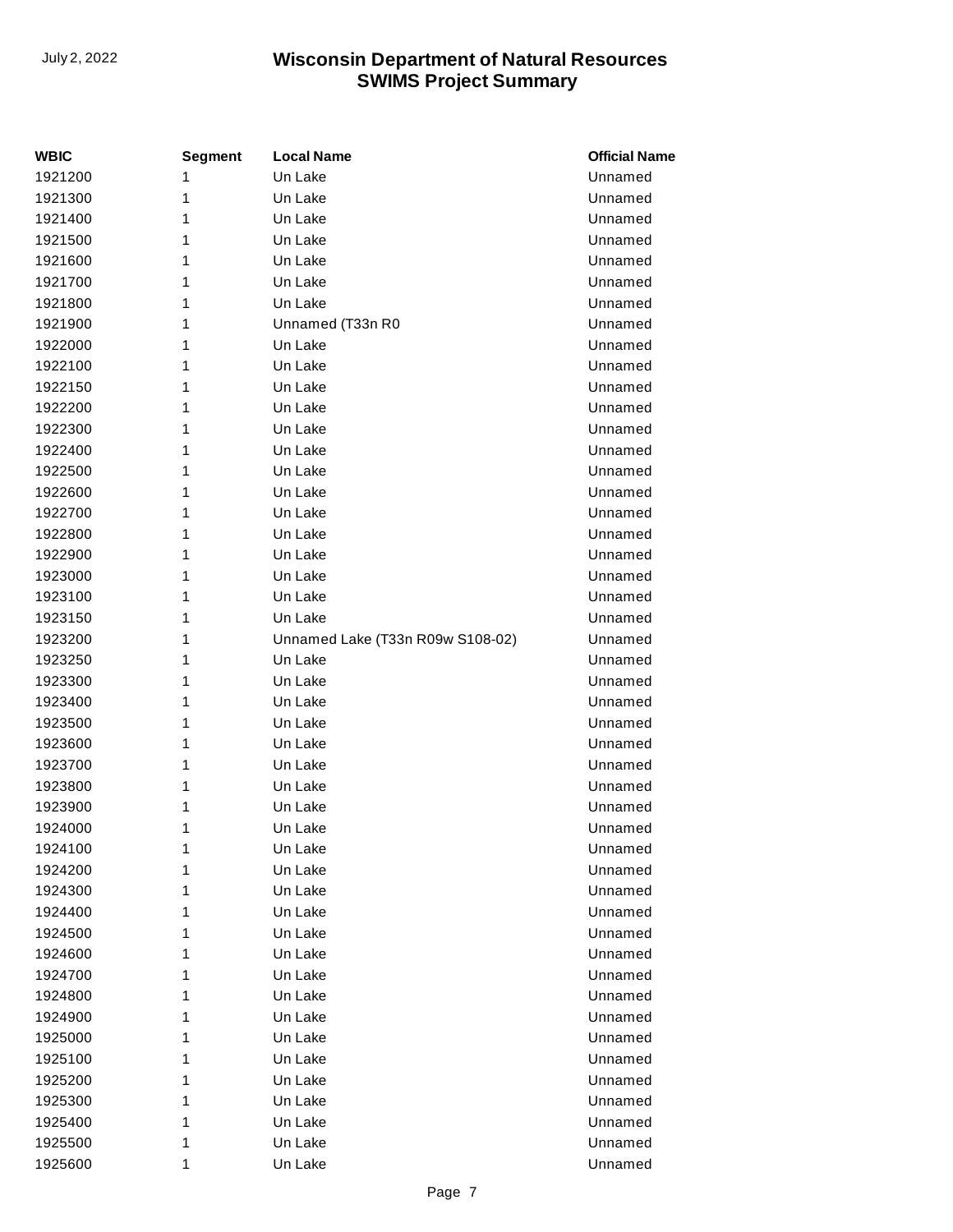| WBIC | Segment | Local Name | Official Name |
|---|---|---|---|
| 1921200 | 1 | Un Lake | Unnamed |
| 1921300 | 1 | Un Lake | Unnamed |
| 1921400 | 1 | Un Lake | Unnamed |
| 1921500 | 1 | Un Lake | Unnamed |
| 1921600 | 1 | Un Lake | Unnamed |
| 1921700 | 1 | Un Lake | Unnamed |
| 1921800 | 1 | Un Lake | Unnamed |
| 1921900 | 1 | Unnamed (T33n R0 | Unnamed |
| 1922000 | 1 | Un Lake | Unnamed |
| 1922100 | 1 | Un Lake | Unnamed |
| 1922150 | 1 | Un Lake | Unnamed |
| 1922200 | 1 | Un Lake | Unnamed |
| 1922300 | 1 | Un Lake | Unnamed |
| 1922400 | 1 | Un Lake | Unnamed |
| 1922500 | 1 | Un Lake | Unnamed |
| 1922600 | 1 | Un Lake | Unnamed |
| 1922700 | 1 | Un Lake | Unnamed |
| 1922800 | 1 | Un Lake | Unnamed |
| 1922900 | 1 | Un Lake | Unnamed |
| 1923000 | 1 | Un Lake | Unnamed |
| 1923100 | 1 | Un Lake | Unnamed |
| 1923150 | 1 | Un Lake | Unnamed |
| 1923200 | 1 | Unnamed Lake (T33n R09w S108-02) | Unnamed |
| 1923250 | 1 | Un Lake | Unnamed |
| 1923300 | 1 | Un Lake | Unnamed |
| 1923400 | 1 | Un Lake | Unnamed |
| 1923500 | 1 | Un Lake | Unnamed |
| 1923600 | 1 | Un Lake | Unnamed |
| 1923700 | 1 | Un Lake | Unnamed |
| 1923800 | 1 | Un Lake | Unnamed |
| 1923900 | 1 | Un Lake | Unnamed |
| 1924000 | 1 | Un Lake | Unnamed |
| 1924100 | 1 | Un Lake | Unnamed |
| 1924200 | 1 | Un Lake | Unnamed |
| 1924300 | 1 | Un Lake | Unnamed |
| 1924400 | 1 | Un Lake | Unnamed |
| 1924500 | 1 | Un Lake | Unnamed |
| 1924600 | 1 | Un Lake | Unnamed |
| 1924700 | 1 | Un Lake | Unnamed |
| 1924800 | 1 | Un Lake | Unnamed |
| 1924900 | 1 | Un Lake | Unnamed |
| 1925000 | 1 | Un Lake | Unnamed |
| 1925100 | 1 | Un Lake | Unnamed |
| 1925200 | 1 | Un Lake | Unnamed |
| 1925300 | 1 | Un Lake | Unnamed |
| 1925400 | 1 | Un Lake | Unnamed |
| 1925500 | 1 | Un Lake | Unnamed |
| 1925600 | 1 | Un Lake | Unnamed |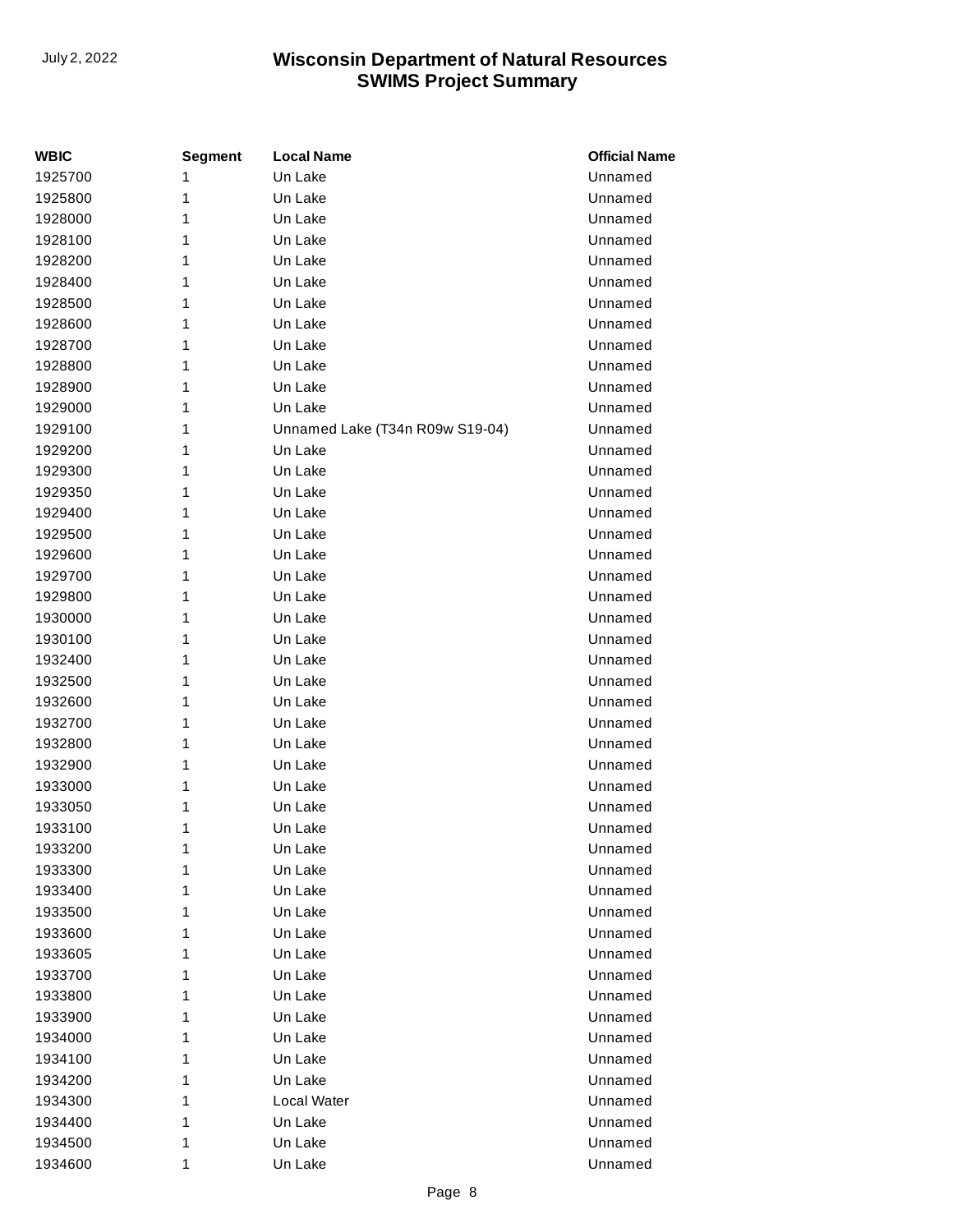| WBIC | Segment | Local Name | Official Name |
| --- | --- | --- | --- |
| 1925700 | 1 | Un Lake | Unnamed |
| 1925800 | 1 | Un Lake | Unnamed |
| 1928000 | 1 | Un Lake | Unnamed |
| 1928100 | 1 | Un Lake | Unnamed |
| 1928200 | 1 | Un Lake | Unnamed |
| 1928400 | 1 | Un Lake | Unnamed |
| 1928500 | 1 | Un Lake | Unnamed |
| 1928600 | 1 | Un Lake | Unnamed |
| 1928700 | 1 | Un Lake | Unnamed |
| 1928800 | 1 | Un Lake | Unnamed |
| 1928900 | 1 | Un Lake | Unnamed |
| 1929000 | 1 | Un Lake | Unnamed |
| 1929100 | 1 | Unnamed Lake (T34n R09w S19-04) | Unnamed |
| 1929200 | 1 | Un Lake | Unnamed |
| 1929300 | 1 | Un Lake | Unnamed |
| 1929350 | 1 | Un Lake | Unnamed |
| 1929400 | 1 | Un Lake | Unnamed |
| 1929500 | 1 | Un Lake | Unnamed |
| 1929600 | 1 | Un Lake | Unnamed |
| 1929700 | 1 | Un Lake | Unnamed |
| 1929800 | 1 | Un Lake | Unnamed |
| 1930000 | 1 | Un Lake | Unnamed |
| 1930100 | 1 | Un Lake | Unnamed |
| 1932400 | 1 | Un Lake | Unnamed |
| 1932500 | 1 | Un Lake | Unnamed |
| 1932600 | 1 | Un Lake | Unnamed |
| 1932700 | 1 | Un Lake | Unnamed |
| 1932800 | 1 | Un Lake | Unnamed |
| 1932900 | 1 | Un Lake | Unnamed |
| 1933000 | 1 | Un Lake | Unnamed |
| 1933050 | 1 | Un Lake | Unnamed |
| 1933100 | 1 | Un Lake | Unnamed |
| 1933200 | 1 | Un Lake | Unnamed |
| 1933300 | 1 | Un Lake | Unnamed |
| 1933400 | 1 | Un Lake | Unnamed |
| 1933500 | 1 | Un Lake | Unnamed |
| 1933600 | 1 | Un Lake | Unnamed |
| 1933605 | 1 | Un Lake | Unnamed |
| 1933700 | 1 | Un Lake | Unnamed |
| 1933800 | 1 | Un Lake | Unnamed |
| 1933900 | 1 | Un Lake | Unnamed |
| 1934000 | 1 | Un Lake | Unnamed |
| 1934100 | 1 | Un Lake | Unnamed |
| 1934200 | 1 | Un Lake | Unnamed |
| 1934300 | 1 | Local Water | Unnamed |
| 1934400 | 1 | Un Lake | Unnamed |
| 1934500 | 1 | Un Lake | Unnamed |
| 1934600 | 1 | Un Lake | Unnamed |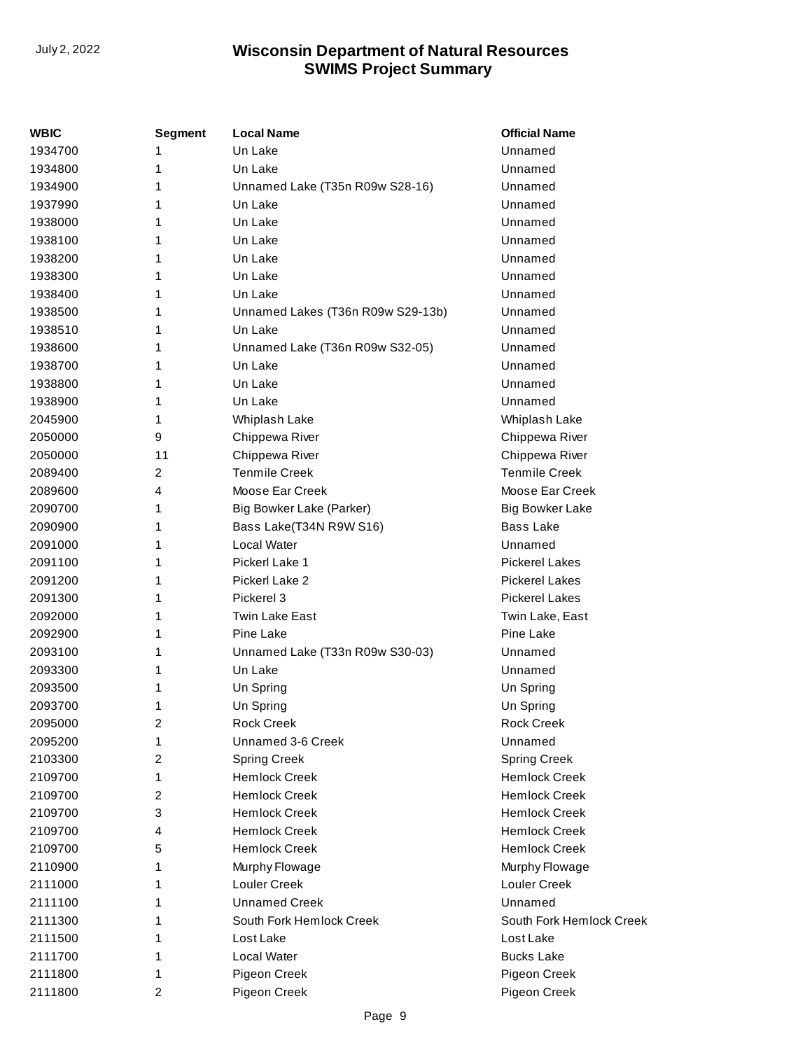| WBIC | Segment | Local Name | Official Name |
|---|---|---|---|
| 1934700 | 1 | Un Lake | Unnamed |
| 1934800 | 1 | Un Lake | Unnamed |
| 1934900 | 1 | Unnamed Lake (T35n R09w S28-16) | Unnamed |
| 1937990 | 1 | Un Lake | Unnamed |
| 1938000 | 1 | Un Lake | Unnamed |
| 1938100 | 1 | Un Lake | Unnamed |
| 1938200 | 1 | Un Lake | Unnamed |
| 1938300 | 1 | Un Lake | Unnamed |
| 1938400 | 1 | Un Lake | Unnamed |
| 1938500 | 1 | Unnamed Lakes (T36n R09w S29-13b) | Unnamed |
| 1938510 | 1 | Un Lake | Unnamed |
| 1938600 | 1 | Unnamed Lake (T36n R09w S32-05) | Unnamed |
| 1938700 | 1 | Un Lake | Unnamed |
| 1938800 | 1 | Un Lake | Unnamed |
| 1938900 | 1 | Un Lake | Unnamed |
| 2045900 | 1 | Whiplash Lake | Whiplash Lake |
| 2050000 | 9 | Chippewa River | Chippewa River |
| 2050000 | 11 | Chippewa River | Chippewa River |
| 2089400 | 2 | Tenmile Creek | Tenmile Creek |
| 2089600 | 4 | Moose Ear Creek | Moose Ear Creek |
| 2090700 | 1 | Big Bowker Lake (Parker) | Big Bowker Lake |
| 2090900 | 1 | Bass Lake(T34N R9W S16) | Bass Lake |
| 2091000 | 1 | Local Water | Unnamed |
| 2091100 | 1 | Pickerl Lake 1 | Pickerel Lakes |
| 2091200 | 1 | Pickerl Lake 2 | Pickerel Lakes |
| 2091300 | 1 | Pickerel 3 | Pickerel Lakes |
| 2092000 | 1 | Twin Lake East | Twin Lake, East |
| 2092900 | 1 | Pine Lake | Pine Lake |
| 2093100 | 1 | Unnamed Lake (T33n R09w S30-03) | Unnamed |
| 2093300 | 1 | Un Lake | Unnamed |
| 2093500 | 1 | Un Spring | Un Spring |
| 2093700 | 1 | Un Spring | Un Spring |
| 2095000 | 2 | Rock Creek | Rock Creek |
| 2095200 | 1 | Unnamed 3-6 Creek | Unnamed |
| 2103300 | 2 | Spring Creek | Spring Creek |
| 2109700 | 1 | Hemlock Creek | Hemlock Creek |
| 2109700 | 2 | Hemlock Creek | Hemlock Creek |
| 2109700 | 3 | Hemlock Creek | Hemlock Creek |
| 2109700 | 4 | Hemlock Creek | Hemlock Creek |
| 2109700 | 5 | Hemlock Creek | Hemlock Creek |
| 2110900 | 1 | Murphy Flowage | Murphy Flowage |
| 2111000 | 1 | Louler Creek | Louler Creek |
| 2111100 | 1 | Unnamed Creek | Unnamed |
| 2111300 | 1 | South Fork Hemlock Creek | South Fork Hemlock Creek |
| 2111500 | 1 | Lost Lake | Lost Lake |
| 2111700 | 1 | Local Water | Bucks Lake |
| 2111800 | 1 | Pigeon Creek | Pigeon Creek |
| 2111800 | 2 | Pigeon Creek | Pigeon Creek |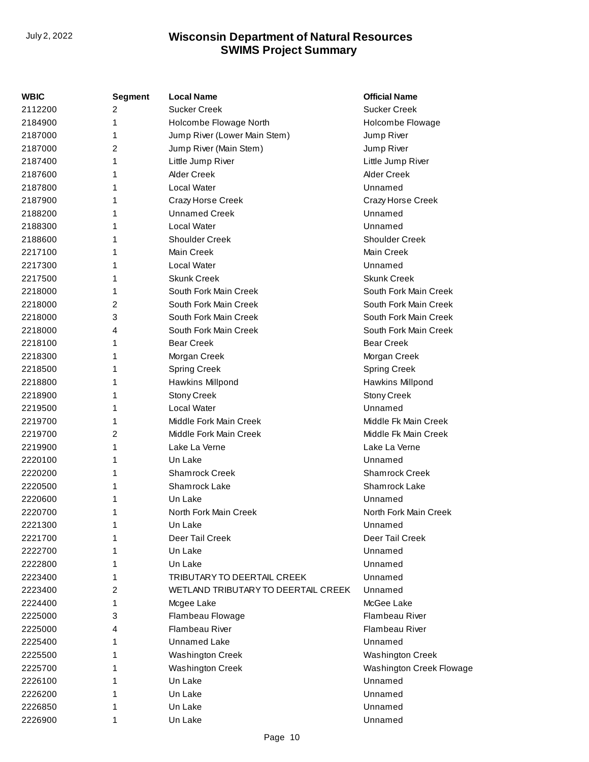| WBIC | Segment | Local Name | Official Name |
|---|---|---|---|
| 2112200 | 2 | Sucker Creek | Sucker Creek |
| 2184900 | 1 | Holcombe Flowage North | Holcombe Flowage |
| 2187000 | 1 | Jump River (Lower Main Stem) | Jump River |
| 2187000 | 2 | Jump River (Main Stem) | Jump River |
| 2187400 | 1 | Little Jump River | Little Jump River |
| 2187600 | 1 | Alder Creek | Alder Creek |
| 2187800 | 1 | Local Water | Unnamed |
| 2187900 | 1 | Crazy Horse Creek | Crazy Horse Creek |
| 2188200 | 1 | Unnamed Creek | Unnamed |
| 2188300 | 1 | Local Water | Unnamed |
| 2188600 | 1 | Shoulder Creek | Shoulder Creek |
| 2217100 | 1 | Main Creek | Main Creek |
| 2217300 | 1 | Local Water | Unnamed |
| 2217500 | 1 | Skunk Creek | Skunk Creek |
| 2218000 | 1 | South Fork Main Creek | South Fork Main Creek |
| 2218000 | 2 | South Fork Main Creek | South Fork Main Creek |
| 2218000 | 3 | South Fork Main Creek | South Fork Main Creek |
| 2218000 | 4 | South Fork Main Creek | South Fork Main Creek |
| 2218100 | 1 | Bear Creek | Bear Creek |
| 2218300 | 1 | Morgan Creek | Morgan Creek |
| 2218500 | 1 | Spring Creek | Spring Creek |
| 2218800 | 1 | Hawkins Millpond | Hawkins Millpond |
| 2218900 | 1 | Stony Creek | Stony Creek |
| 2219500 | 1 | Local Water | Unnamed |
| 2219700 | 1 | Middle Fork Main Creek | Middle Fk Main Creek |
| 2219700 | 2 | Middle Fork Main Creek | Middle Fk Main Creek |
| 2219900 | 1 | Lake La Verne | Lake La Verne |
| 2220100 | 1 | Un Lake | Unnamed |
| 2220200 | 1 | Shamrock Creek | Shamrock Creek |
| 2220500 | 1 | Shamrock Lake | Shamrock Lake |
| 2220600 | 1 | Un Lake | Unnamed |
| 2220700 | 1 | North Fork Main Creek | North Fork Main Creek |
| 2221300 | 1 | Un Lake | Unnamed |
| 2221700 | 1 | Deer Tail Creek | Deer Tail Creek |
| 2222700 | 1 | Un Lake | Unnamed |
| 2222800 | 1 | Un Lake | Unnamed |
| 2223400 | 1 | TRIBUTARY TO DEERTAIL CREEK | Unnamed |
| 2223400 | 2 | WETLAND TRIBUTARY TO DEERTAIL CREEK | Unnamed |
| 2224400 | 1 | Mcgee Lake | McGee Lake |
| 2225000 | 3 | Flambeau Flowage | Flambeau River |
| 2225000 | 4 | Flambeau River | Flambeau River |
| 2225400 | 1 | Unnamed Lake | Unnamed |
| 2225500 | 1 | Washington Creek | Washington Creek |
| 2225700 | 1 | Washington Creek | Washington Creek Flowage |
| 2226100 | 1 | Un Lake | Unnamed |
| 2226200 | 1 | Un Lake | Unnamed |
| 2226850 | 1 | Un Lake | Unnamed |
| 2226900 | 1 | Un Lake | Unnamed |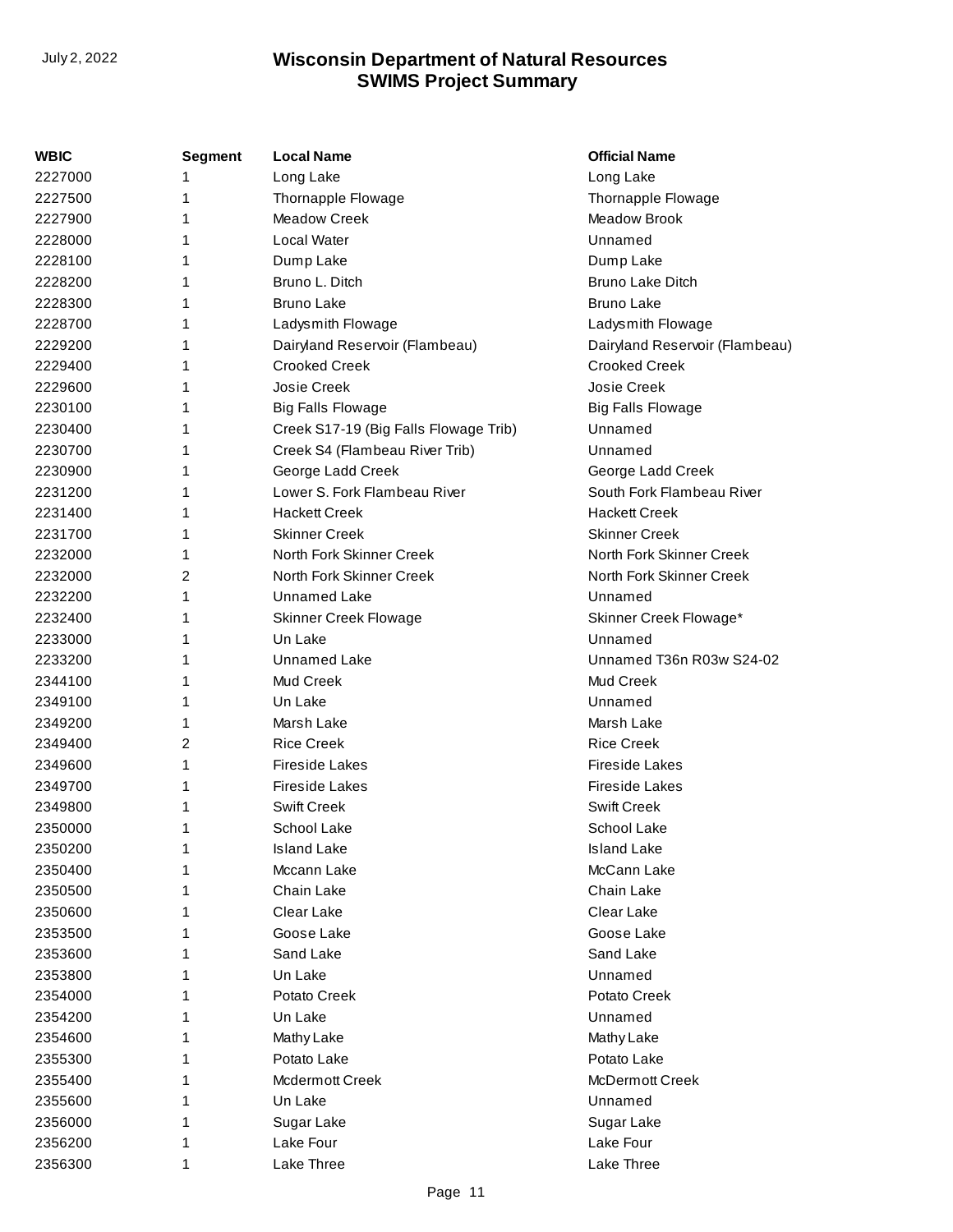| WBIC | Segment | Local Name | Official Name |
|---|---|---|---|
| 2227000 | 1 | Long Lake | Long Lake |
| 2227500 | 1 | Thornapple Flowage | Thornapple Flowage |
| 2227900 | 1 | Meadow Creek | Meadow Brook |
| 2228000 | 1 | Local Water | Unnamed |
| 2228100 | 1 | Dump Lake | Dump Lake |
| 2228200 | 1 | Bruno L. Ditch | Bruno Lake Ditch |
| 2228300 | 1 | Bruno Lake | Bruno Lake |
| 2228700 | 1 | Ladysmith Flowage | Ladysmith Flowage |
| 2229200 | 1 | Dairyland Reservoir (Flambeau) | Dairyland Reservoir (Flambeau) |
| 2229400 | 1 | Crooked Creek | Crooked Creek |
| 2229600 | 1 | Josie Creek | Josie Creek |
| 2230100 | 1 | Big Falls Flowage | Big Falls Flowage |
| 2230400 | 1 | Creek S17-19 (Big Falls Flowage Trib) | Unnamed |
| 2230700 | 1 | Creek S4 (Flambeau River Trib) | Unnamed |
| 2230900 | 1 | George Ladd Creek | George Ladd Creek |
| 2231200 | 1 | Lower S. Fork Flambeau River | South Fork Flambeau River |
| 2231400 | 1 | Hackett Creek | Hackett Creek |
| 2231700 | 1 | Skinner Creek | Skinner Creek |
| 2232000 | 1 | North Fork Skinner Creek | North Fork Skinner Creek |
| 2232000 | 2 | North Fork Skinner Creek | North Fork Skinner Creek |
| 2232200 | 1 | Unnamed Lake | Unnamed |
| 2232400 | 1 | Skinner Creek Flowage | Skinner Creek Flowage* |
| 2233000 | 1 | Un Lake | Unnamed |
| 2233200 | 1 | Unnamed Lake | Unnamed T36n R03w S24-02 |
| 2344100 | 1 | Mud Creek | Mud Creek |
| 2349100 | 1 | Un Lake | Unnamed |
| 2349200 | 1 | Marsh Lake | Marsh Lake |
| 2349400 | 2 | Rice Creek | Rice Creek |
| 2349600 | 1 | Fireside Lakes | Fireside Lakes |
| 2349700 | 1 | Fireside Lakes | Fireside Lakes |
| 2349800 | 1 | Swift Creek | Swift Creek |
| 2350000 | 1 | School Lake | School Lake |
| 2350200 | 1 | Island Lake | Island Lake |
| 2350400 | 1 | Mccann Lake | McCann Lake |
| 2350500 | 1 | Chain Lake | Chain Lake |
| 2350600 | 1 | Clear Lake | Clear Lake |
| 2353500 | 1 | Goose Lake | Goose Lake |
| 2353600 | 1 | Sand Lake | Sand Lake |
| 2353800 | 1 | Un Lake | Unnamed |
| 2354000 | 1 | Potato Creek | Potato Creek |
| 2354200 | 1 | Un Lake | Unnamed |
| 2354600 | 1 | Mathy Lake | Mathy Lake |
| 2355300 | 1 | Potato Lake | Potato Lake |
| 2355400 | 1 | Mcdermott Creek | McDermott Creek |
| 2355600 | 1 | Un Lake | Unnamed |
| 2356000 | 1 | Sugar Lake | Sugar Lake |
| 2356200 | 1 | Lake Four | Lake Four |
| 2356300 | 1 | Lake Three | Lake Three |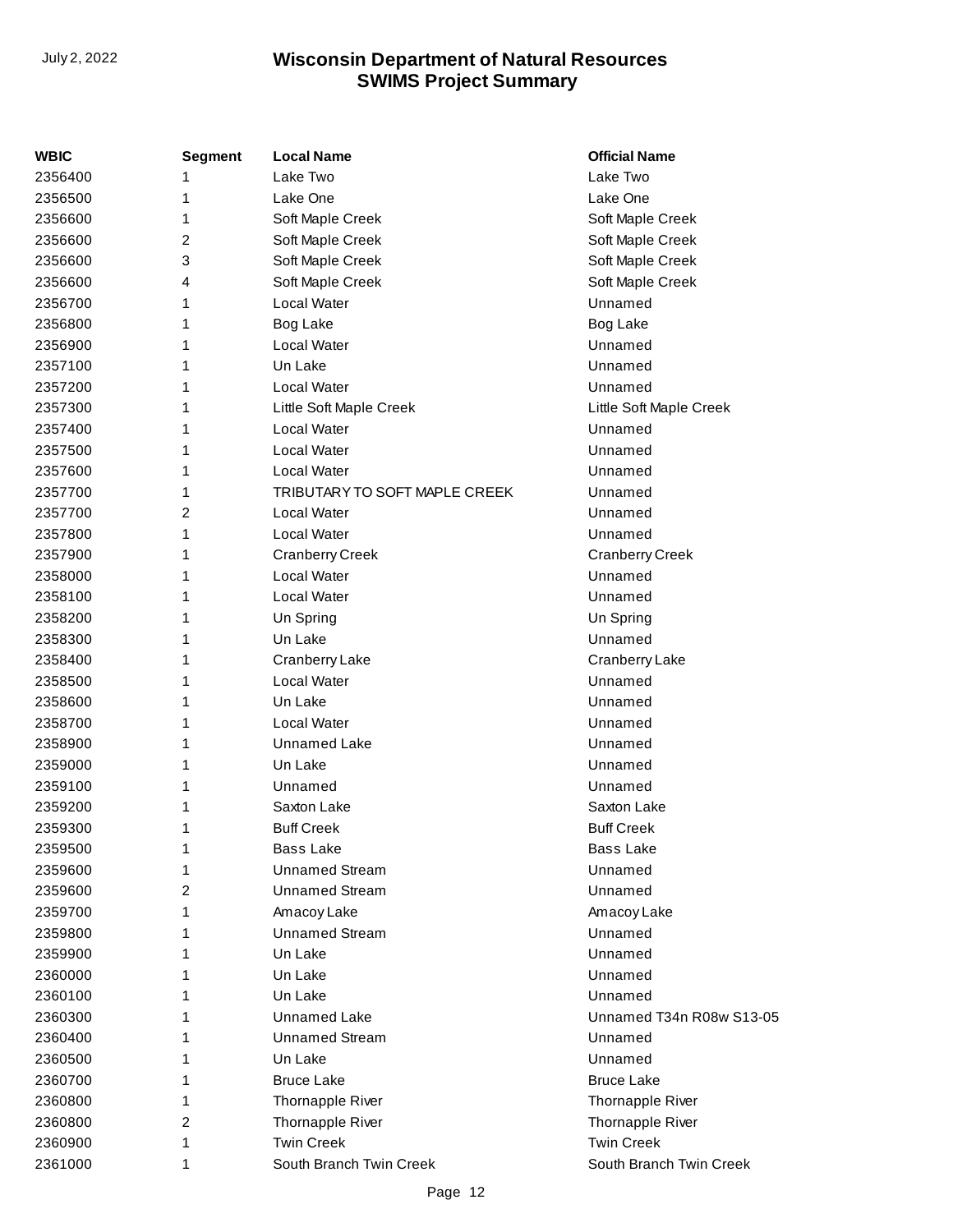| WBIC | Segment | Local Name | Official Name |
| --- | --- | --- | --- |
| 2356400 | 1 | Lake Two | Lake Two |
| 2356500 | 1 | Lake One | Lake One |
| 2356600 | 1 | Soft Maple Creek | Soft Maple Creek |
| 2356600 | 2 | Soft Maple Creek | Soft Maple Creek |
| 2356600 | 3 | Soft Maple Creek | Soft Maple Creek |
| 2356600 | 4 | Soft Maple Creek | Soft Maple Creek |
| 2356700 | 1 | Local Water | Unnamed |
| 2356800 | 1 | Bog Lake | Bog Lake |
| 2356900 | 1 | Local Water | Unnamed |
| 2357100 | 1 | Un Lake | Unnamed |
| 2357200 | 1 | Local Water | Unnamed |
| 2357300 | 1 | Little Soft Maple Creek | Little Soft Maple Creek |
| 2357400 | 1 | Local Water | Unnamed |
| 2357500 | 1 | Local Water | Unnamed |
| 2357600 | 1 | Local Water | Unnamed |
| 2357700 | 1 | TRIBUTARY TO SOFT MAPLE CREEK | Unnamed |
| 2357700 | 2 | Local Water | Unnamed |
| 2357800 | 1 | Local Water | Unnamed |
| 2357900 | 1 | Cranberry Creek | Cranberry Creek |
| 2358000 | 1 | Local Water | Unnamed |
| 2358100 | 1 | Local Water | Unnamed |
| 2358200 | 1 | Un Spring | Un Spring |
| 2358300 | 1 | Un Lake | Unnamed |
| 2358400 | 1 | Cranberry Lake | Cranberry Lake |
| 2358500 | 1 | Local Water | Unnamed |
| 2358600 | 1 | Un Lake | Unnamed |
| 2358700 | 1 | Local Water | Unnamed |
| 2358900 | 1 | Unnamed Lake | Unnamed |
| 2359000 | 1 | Un Lake | Unnamed |
| 2359100 | 1 | Unnamed | Unnamed |
| 2359200 | 1 | Saxton Lake | Saxton Lake |
| 2359300 | 1 | Buff Creek | Buff Creek |
| 2359500 | 1 | Bass Lake | Bass Lake |
| 2359600 | 1 | Unnamed Stream | Unnamed |
| 2359600 | 2 | Unnamed Stream | Unnamed |
| 2359700 | 1 | Amacoy Lake | Amacoy Lake |
| 2359800 | 1 | Unnamed Stream | Unnamed |
| 2359900 | 1 | Un Lake | Unnamed |
| 2360000 | 1 | Un Lake | Unnamed |
| 2360100 | 1 | Un Lake | Unnamed |
| 2360300 | 1 | Unnamed Lake | Unnamed T34n R08w S13-05 |
| 2360400 | 1 | Unnamed Stream | Unnamed |
| 2360500 | 1 | Un Lake | Unnamed |
| 2360700 | 1 | Bruce Lake | Bruce Lake |
| 2360800 | 1 | Thornapple River | Thornapple River |
| 2360800 | 2 | Thornapple River | Thornapple River |
| 2360900 | 1 | Twin Creek | Twin Creek |
| 2361000 | 1 | South Branch Twin Creek | South Branch Twin Creek |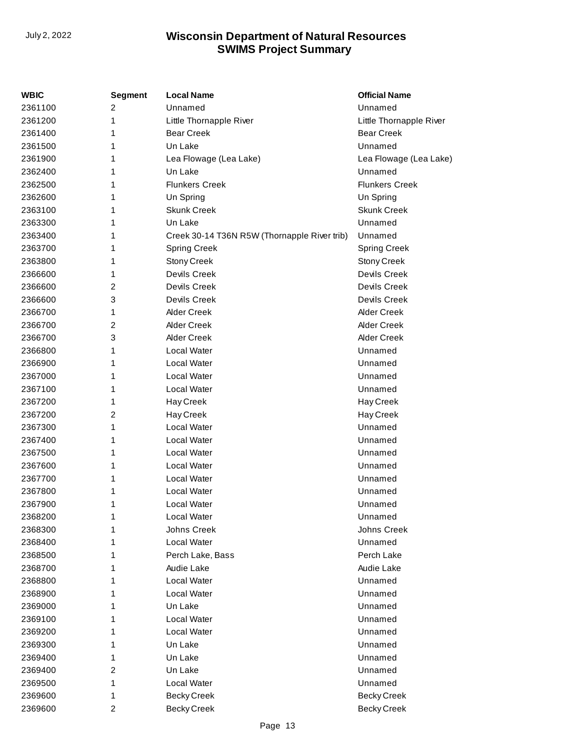| WBIC | Segment | Local Name | Official Name |
|---|---|---|---|
| 2361100 | 2 | Unnamed | Unnamed |
| 2361200 | 1 | Little Thornapple River | Little Thornapple River |
| 2361400 | 1 | Bear Creek | Bear Creek |
| 2361500 | 1 | Un Lake | Unnamed |
| 2361900 | 1 | Lea Flowage (Lea Lake) | Lea Flowage (Lea Lake) |
| 2362400 | 1 | Un Lake | Unnamed |
| 2362500 | 1 | Flunkers Creek | Flunkers Creek |
| 2362600 | 1 | Un Spring | Un Spring |
| 2363100 | 1 | Skunk Creek | Skunk Creek |
| 2363300 | 1 | Un Lake | Unnamed |
| 2363400 | 1 | Creek 30-14 T36N R5W (Thornapple River trib) | Unnamed |
| 2363700 | 1 | Spring Creek | Spring Creek |
| 2363800 | 1 | Stony Creek | Stony Creek |
| 2366600 | 1 | Devils Creek | Devils Creek |
| 2366600 | 2 | Devils Creek | Devils Creek |
| 2366600 | 3 | Devils Creek | Devils Creek |
| 2366700 | 1 | Alder Creek | Alder Creek |
| 2366700 | 2 | Alder Creek | Alder Creek |
| 2366700 | 3 | Alder Creek | Alder Creek |
| 2366800 | 1 | Local Water | Unnamed |
| 2366900 | 1 | Local Water | Unnamed |
| 2367000 | 1 | Local Water | Unnamed |
| 2367100 | 1 | Local Water | Unnamed |
| 2367200 | 1 | Hay Creek | Hay Creek |
| 2367200 | 2 | Hay Creek | Hay Creek |
| 2367300 | 1 | Local Water | Unnamed |
| 2367400 | 1 | Local Water | Unnamed |
| 2367500 | 1 | Local Water | Unnamed |
| 2367600 | 1 | Local Water | Unnamed |
| 2367700 | 1 | Local Water | Unnamed |
| 2367800 | 1 | Local Water | Unnamed |
| 2367900 | 1 | Local Water | Unnamed |
| 2368200 | 1 | Local Water | Unnamed |
| 2368300 | 1 | Johns Creek | Johns Creek |
| 2368400 | 1 | Local Water | Unnamed |
| 2368500 | 1 | Perch Lake, Bass | Perch Lake |
| 2368700 | 1 | Audie Lake | Audie Lake |
| 2368800 | 1 | Local Water | Unnamed |
| 2368900 | 1 | Local Water | Unnamed |
| 2369000 | 1 | Un Lake | Unnamed |
| 2369100 | 1 | Local Water | Unnamed |
| 2369200 | 1 | Local Water | Unnamed |
| 2369300 | 1 | Un Lake | Unnamed |
| 2369400 | 1 | Un Lake | Unnamed |
| 2369400 | 2 | Un Lake | Unnamed |
| 2369500 | 1 | Local Water | Unnamed |
| 2369600 | 1 | Becky Creek | Becky Creek |
| 2369600 | 2 | Becky Creek | Becky Creek |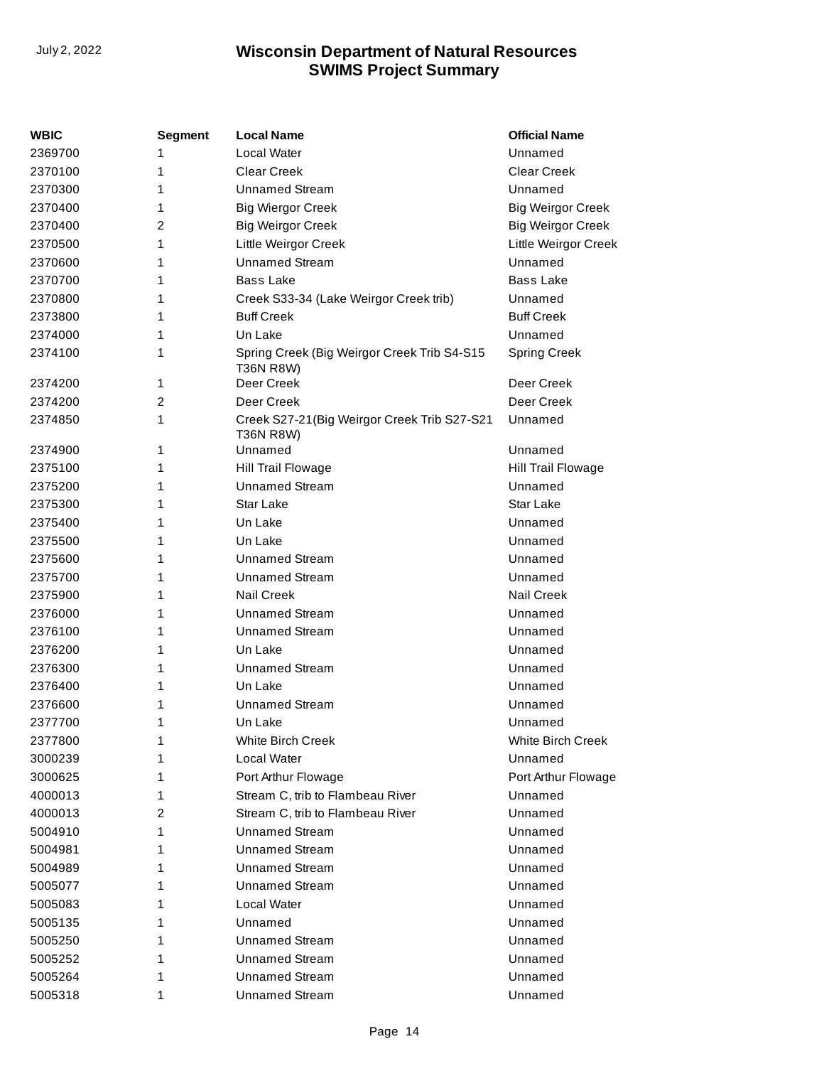| WBIC | Segment | Local Name | Official Name |
|---|---|---|---|
| 2369700 | 1 | Local Water | Unnamed |
| 2370100 | 1 | Clear Creek | Clear Creek |
| 2370300 | 1 | Unnamed Stream | Unnamed |
| 2370400 | 1 | Big Wiergor Creek | Big Weirgor Creek |
| 2370400 | 2 | Big Weirgor Creek | Big Weirgor Creek |
| 2370500 | 1 | Little Weirgor Creek | Little Weirgor Creek |
| 2370600 | 1 | Unnamed Stream | Unnamed |
| 2370700 | 1 | Bass Lake | Bass Lake |
| 2370800 | 1 | Creek S33-34 (Lake Weirgor Creek trib) | Unnamed |
| 2373800 | 1 | Buff Creek | Buff Creek |
| 2374000 | 1 | Un Lake | Unnamed |
| 2374100 | 1 | Spring Creek (Big Weirgor Creek Trib S4-S15 T36N R8W) | Spring Creek |
| 2374200 | 1 | Deer Creek | Deer Creek |
| 2374200 | 2 | Deer Creek | Deer Creek |
| 2374850 | 1 | Creek S27-21(Big Weirgor Creek Trib S27-S21 T36N R8W) | Unnamed |
| 2374900 | 1 | Unnamed | Unnamed |
| 2375100 | 1 | Hill Trail Flowage | Hill Trail Flowage |
| 2375200 | 1 | Unnamed Stream | Unnamed |
| 2375300 | 1 | Star Lake | Star Lake |
| 2375400 | 1 | Un Lake | Unnamed |
| 2375500 | 1 | Un Lake | Unnamed |
| 2375600 | 1 | Unnamed Stream | Unnamed |
| 2375700 | 1 | Unnamed Stream | Unnamed |
| 2375900 | 1 | Nail Creek | Nail Creek |
| 2376000 | 1 | Unnamed Stream | Unnamed |
| 2376100 | 1 | Unnamed Stream | Unnamed |
| 2376200 | 1 | Un Lake | Unnamed |
| 2376300 | 1 | Unnamed Stream | Unnamed |
| 2376400 | 1 | Un Lake | Unnamed |
| 2376600 | 1 | Unnamed Stream | Unnamed |
| 2377700 | 1 | Un Lake | Unnamed |
| 2377800 | 1 | White Birch Creek | White Birch Creek |
| 3000239 | 1 | Local Water | Unnamed |
| 3000625 | 1 | Port Arthur Flowage | Port Arthur Flowage |
| 4000013 | 1 | Stream C, trib to Flambeau River | Unnamed |
| 4000013 | 2 | Stream C, trib to Flambeau River | Unnamed |
| 5004910 | 1 | Unnamed Stream | Unnamed |
| 5004981 | 1 | Unnamed Stream | Unnamed |
| 5004989 | 1 | Unnamed Stream | Unnamed |
| 5005077 | 1 | Unnamed Stream | Unnamed |
| 5005083 | 1 | Local Water | Unnamed |
| 5005135 | 1 | Unnamed | Unnamed |
| 5005250 | 1 | Unnamed Stream | Unnamed |
| 5005252 | 1 | Unnamed Stream | Unnamed |
| 5005264 | 1 | Unnamed Stream | Unnamed |
| 5005318 | 1 | Unnamed Stream | Unnamed |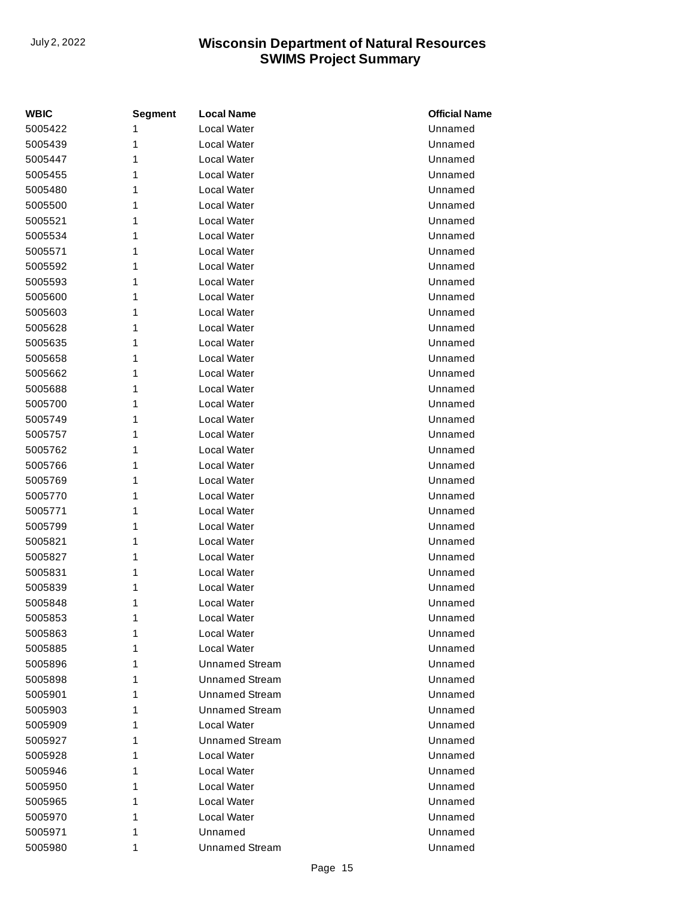| WBIC | Segment | Local Name | Official Name |
| --- | --- | --- | --- |
| 5005422 | 1 | Local Water | Unnamed |
| 5005439 | 1 | Local Water | Unnamed |
| 5005447 | 1 | Local Water | Unnamed |
| 5005455 | 1 | Local Water | Unnamed |
| 5005480 | 1 | Local Water | Unnamed |
| 5005500 | 1 | Local Water | Unnamed |
| 5005521 | 1 | Local Water | Unnamed |
| 5005534 | 1 | Local Water | Unnamed |
| 5005571 | 1 | Local Water | Unnamed |
| 5005592 | 1 | Local Water | Unnamed |
| 5005593 | 1 | Local Water | Unnamed |
| 5005600 | 1 | Local Water | Unnamed |
| 5005603 | 1 | Local Water | Unnamed |
| 5005628 | 1 | Local Water | Unnamed |
| 5005635 | 1 | Local Water | Unnamed |
| 5005658 | 1 | Local Water | Unnamed |
| 5005662 | 1 | Local Water | Unnamed |
| 5005688 | 1 | Local Water | Unnamed |
| 5005700 | 1 | Local Water | Unnamed |
| 5005749 | 1 | Local Water | Unnamed |
| 5005757 | 1 | Local Water | Unnamed |
| 5005762 | 1 | Local Water | Unnamed |
| 5005766 | 1 | Local Water | Unnamed |
| 5005769 | 1 | Local Water | Unnamed |
| 5005770 | 1 | Local Water | Unnamed |
| 5005771 | 1 | Local Water | Unnamed |
| 5005799 | 1 | Local Water | Unnamed |
| 5005821 | 1 | Local Water | Unnamed |
| 5005827 | 1 | Local Water | Unnamed |
| 5005831 | 1 | Local Water | Unnamed |
| 5005839 | 1 | Local Water | Unnamed |
| 5005848 | 1 | Local Water | Unnamed |
| 5005853 | 1 | Local Water | Unnamed |
| 5005863 | 1 | Local Water | Unnamed |
| 5005885 | 1 | Local Water | Unnamed |
| 5005896 | 1 | Unnamed Stream | Unnamed |
| 5005898 | 1 | Unnamed Stream | Unnamed |
| 5005901 | 1 | Unnamed Stream | Unnamed |
| 5005903 | 1 | Unnamed Stream | Unnamed |
| 5005909 | 1 | Local Water | Unnamed |
| 5005927 | 1 | Unnamed Stream | Unnamed |
| 5005928 | 1 | Local Water | Unnamed |
| 5005946 | 1 | Local Water | Unnamed |
| 5005950 | 1 | Local Water | Unnamed |
| 5005965 | 1 | Local Water | Unnamed |
| 5005970 | 1 | Local Water | Unnamed |
| 5005971 | 1 | Unnamed | Unnamed |
| 5005980 | 1 | Unnamed Stream | Unnamed |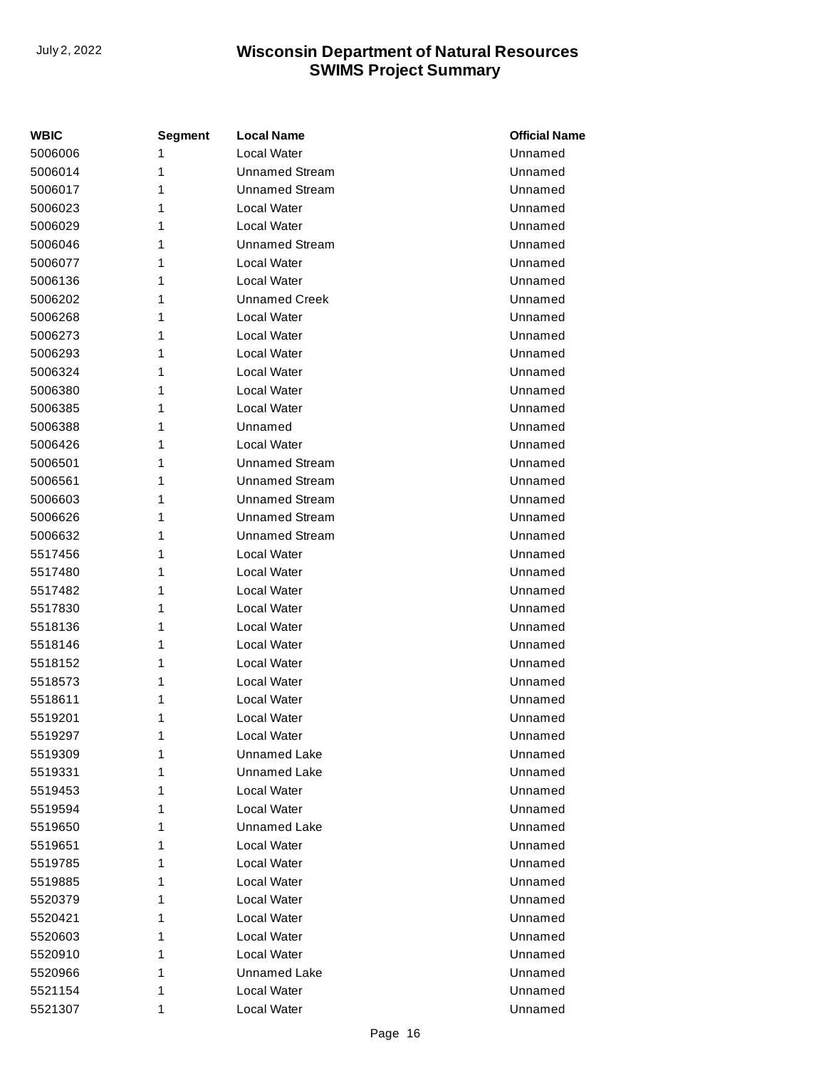| WBIC | Segment | Local Name | Official Name |
|---|---|---|---|
| 5006006 | 1 | Local Water | Unnamed |
| 5006014 | 1 | Unnamed Stream | Unnamed |
| 5006017 | 1 | Unnamed Stream | Unnamed |
| 5006023 | 1 | Local Water | Unnamed |
| 5006029 | 1 | Local Water | Unnamed |
| 5006046 | 1 | Unnamed Stream | Unnamed |
| 5006077 | 1 | Local Water | Unnamed |
| 5006136 | 1 | Local Water | Unnamed |
| 5006202 | 1 | Unnamed Creek | Unnamed |
| 5006268 | 1 | Local Water | Unnamed |
| 5006273 | 1 | Local Water | Unnamed |
| 5006293 | 1 | Local Water | Unnamed |
| 5006324 | 1 | Local Water | Unnamed |
| 5006380 | 1 | Local Water | Unnamed |
| 5006385 | 1 | Local Water | Unnamed |
| 5006388 | 1 | Unnamed | Unnamed |
| 5006426 | 1 | Local Water | Unnamed |
| 5006501 | 1 | Unnamed Stream | Unnamed |
| 5006561 | 1 | Unnamed Stream | Unnamed |
| 5006603 | 1 | Unnamed Stream | Unnamed |
| 5006626 | 1 | Unnamed Stream | Unnamed |
| 5006632 | 1 | Unnamed Stream | Unnamed |
| 5517456 | 1 | Local Water | Unnamed |
| 5517480 | 1 | Local Water | Unnamed |
| 5517482 | 1 | Local Water | Unnamed |
| 5517830 | 1 | Local Water | Unnamed |
| 5518136 | 1 | Local Water | Unnamed |
| 5518146 | 1 | Local Water | Unnamed |
| 5518152 | 1 | Local Water | Unnamed |
| 5518573 | 1 | Local Water | Unnamed |
| 5518611 | 1 | Local Water | Unnamed |
| 5519201 | 1 | Local Water | Unnamed |
| 5519297 | 1 | Local Water | Unnamed |
| 5519309 | 1 | Unnamed Lake | Unnamed |
| 5519331 | 1 | Unnamed Lake | Unnamed |
| 5519453 | 1 | Local Water | Unnamed |
| 5519594 | 1 | Local Water | Unnamed |
| 5519650 | 1 | Unnamed Lake | Unnamed |
| 5519651 | 1 | Local Water | Unnamed |
| 5519785 | 1 | Local Water | Unnamed |
| 5519885 | 1 | Local Water | Unnamed |
| 5520379 | 1 | Local Water | Unnamed |
| 5520421 | 1 | Local Water | Unnamed |
| 5520603 | 1 | Local Water | Unnamed |
| 5520910 | 1 | Local Water | Unnamed |
| 5520966 | 1 | Unnamed Lake | Unnamed |
| 5521154 | 1 | Local Water | Unnamed |
| 5521307 | 1 | Local Water | Unnamed |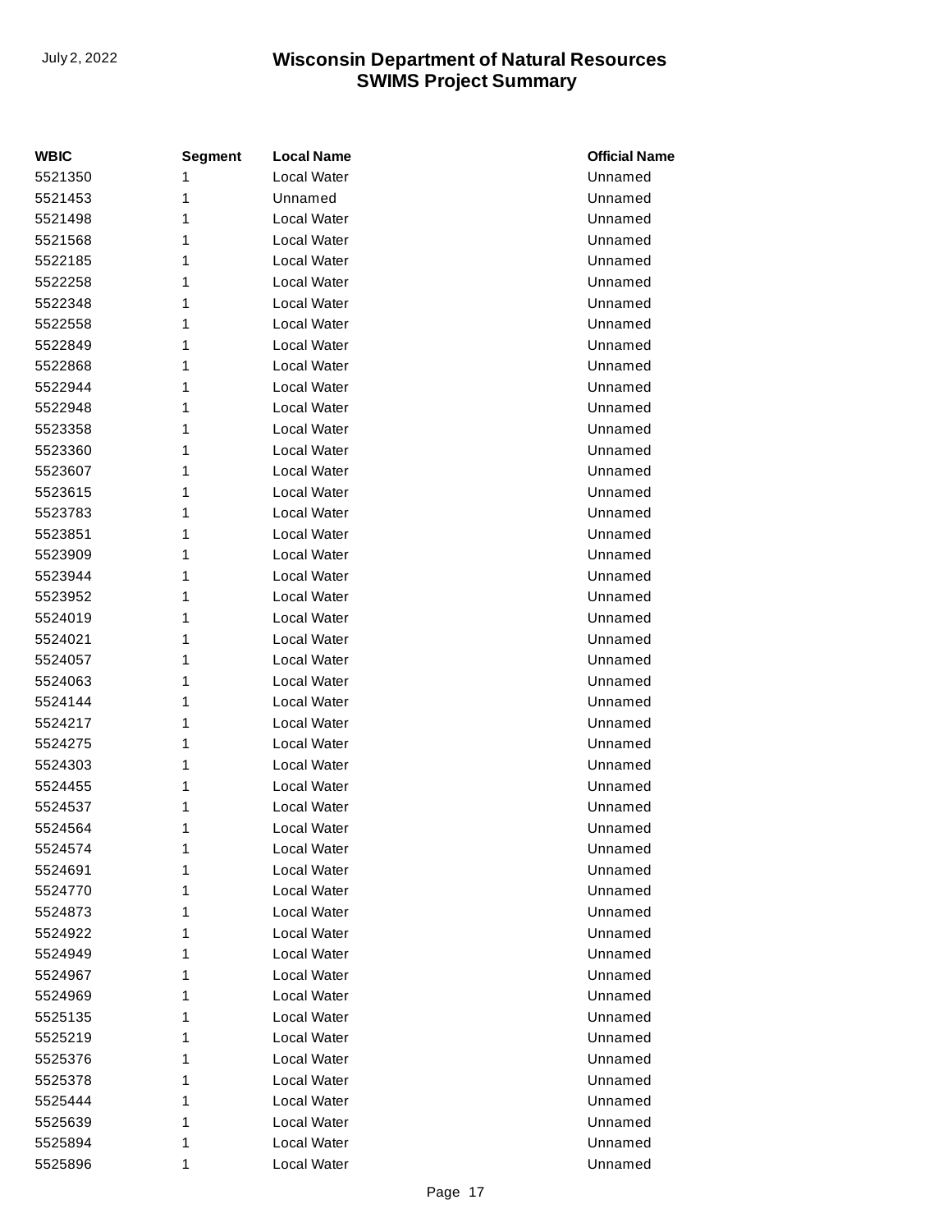| WBIC | Segment | Local Name | Official Name |
|---|---|---|---|
| 5521350 | 1 | Local Water | Unnamed |
| 5521453 | 1 | Unnamed | Unnamed |
| 5521498 | 1 | Local Water | Unnamed |
| 5521568 | 1 | Local Water | Unnamed |
| 5522185 | 1 | Local Water | Unnamed |
| 5522258 | 1 | Local Water | Unnamed |
| 5522348 | 1 | Local Water | Unnamed |
| 5522558 | 1 | Local Water | Unnamed |
| 5522849 | 1 | Local Water | Unnamed |
| 5522868 | 1 | Local Water | Unnamed |
| 5522944 | 1 | Local Water | Unnamed |
| 5522948 | 1 | Local Water | Unnamed |
| 5523358 | 1 | Local Water | Unnamed |
| 5523360 | 1 | Local Water | Unnamed |
| 5523607 | 1 | Local Water | Unnamed |
| 5523615 | 1 | Local Water | Unnamed |
| 5523783 | 1 | Local Water | Unnamed |
| 5523851 | 1 | Local Water | Unnamed |
| 5523909 | 1 | Local Water | Unnamed |
| 5523944 | 1 | Local Water | Unnamed |
| 5523952 | 1 | Local Water | Unnamed |
| 5524019 | 1 | Local Water | Unnamed |
| 5524021 | 1 | Local Water | Unnamed |
| 5524057 | 1 | Local Water | Unnamed |
| 5524063 | 1 | Local Water | Unnamed |
| 5524144 | 1 | Local Water | Unnamed |
| 5524217 | 1 | Local Water | Unnamed |
| 5524275 | 1 | Local Water | Unnamed |
| 5524303 | 1 | Local Water | Unnamed |
| 5524455 | 1 | Local Water | Unnamed |
| 5524537 | 1 | Local Water | Unnamed |
| 5524564 | 1 | Local Water | Unnamed |
| 5524574 | 1 | Local Water | Unnamed |
| 5524691 | 1 | Local Water | Unnamed |
| 5524770 | 1 | Local Water | Unnamed |
| 5524873 | 1 | Local Water | Unnamed |
| 5524922 | 1 | Local Water | Unnamed |
| 5524949 | 1 | Local Water | Unnamed |
| 5524967 | 1 | Local Water | Unnamed |
| 5524969 | 1 | Local Water | Unnamed |
| 5525135 | 1 | Local Water | Unnamed |
| 5525219 | 1 | Local Water | Unnamed |
| 5525376 | 1 | Local Water | Unnamed |
| 5525378 | 1 | Local Water | Unnamed |
| 5525444 | 1 | Local Water | Unnamed |
| 5525639 | 1 | Local Water | Unnamed |
| 5525894 | 1 | Local Water | Unnamed |
| 5525896 | 1 | Local Water | Unnamed |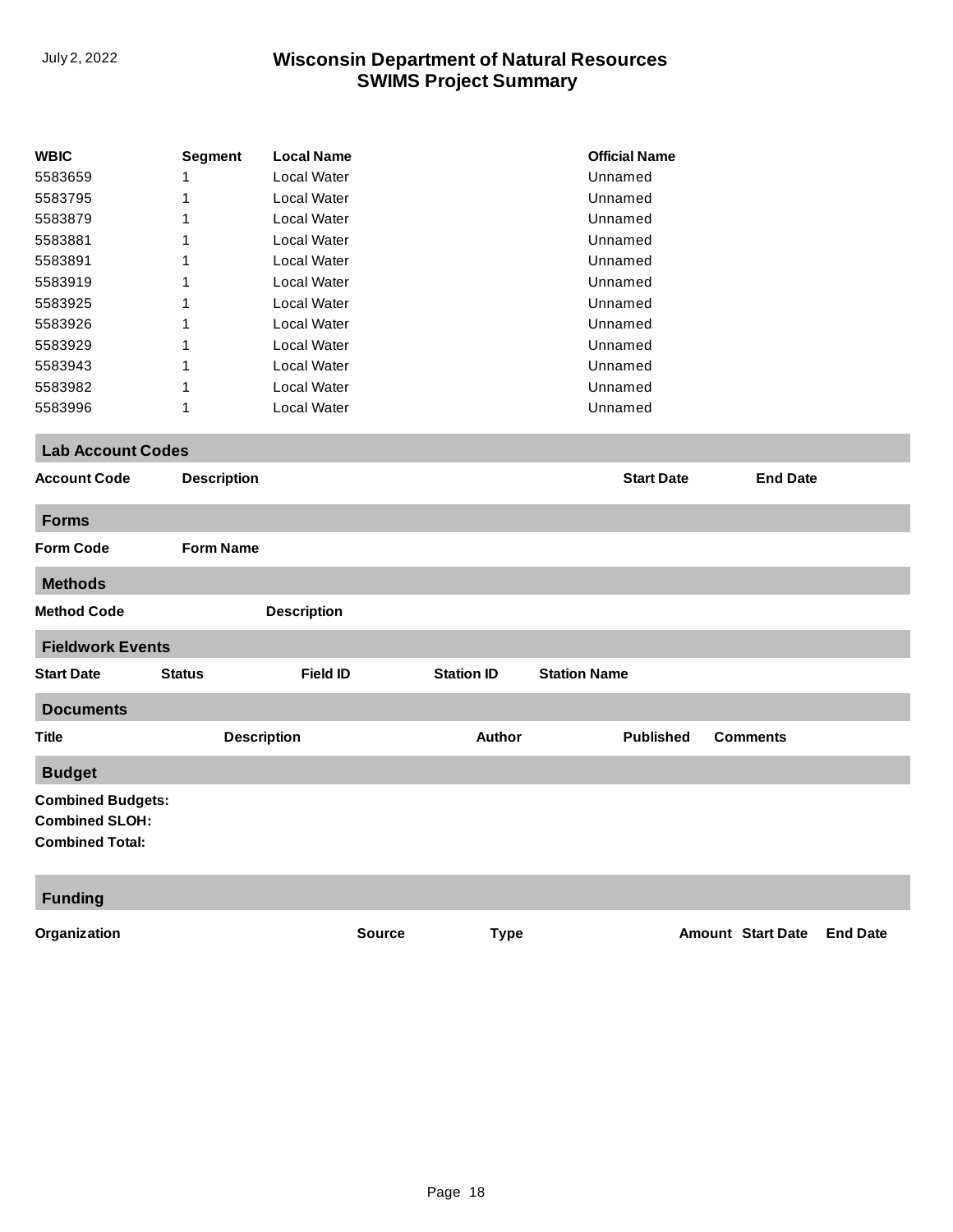| WBIC | Segment | Local Name | Official Name |
|---|---|---|---|
| 5583659 | 1 | Local Water | Unnamed |
| 5583795 | 1 | Local Water | Unnamed |
| 5583879 | 1 | Local Water | Unnamed |
| 5583881 | 1 | Local Water | Unnamed |
| 5583891 | 1 | Local Water | Unnamed |
| 5583919 | 1 | Local Water | Unnamed |
| 5583925 | 1 | Local Water | Unnamed |
| 5583926 | 1 | Local Water | Unnamed |
| 5583929 | 1 | Local Water | Unnamed |
| 5583943 | 1 | Local Water | Unnamed |
| 5583982 | 1 | Local Water | Unnamed |
| 5583996 | 1 | Local Water | Unnamed |

## Lab Account Codes

| Account Code | Description | Start Date | End Date |
|---|---|---|---|

## Forms

| Form Code | Form Name |
|---|---|

## Methods

| Method Code | Description |
|---|---|

## Fieldwork Events

| Start Date | Status | Field ID | Station ID | Station Name |
|---|---|---|---|---|

## Documents

| Title | Description | Author | Published | Comments |
|---|---|---|---|---|

## Budget

**Combined Budgets:**

**Combined SLOH:**

**Combined Total:**

## Funding

| Organization | Source | Type | Amount | Start Date | End Date |
|---|---|---|---|---|---|